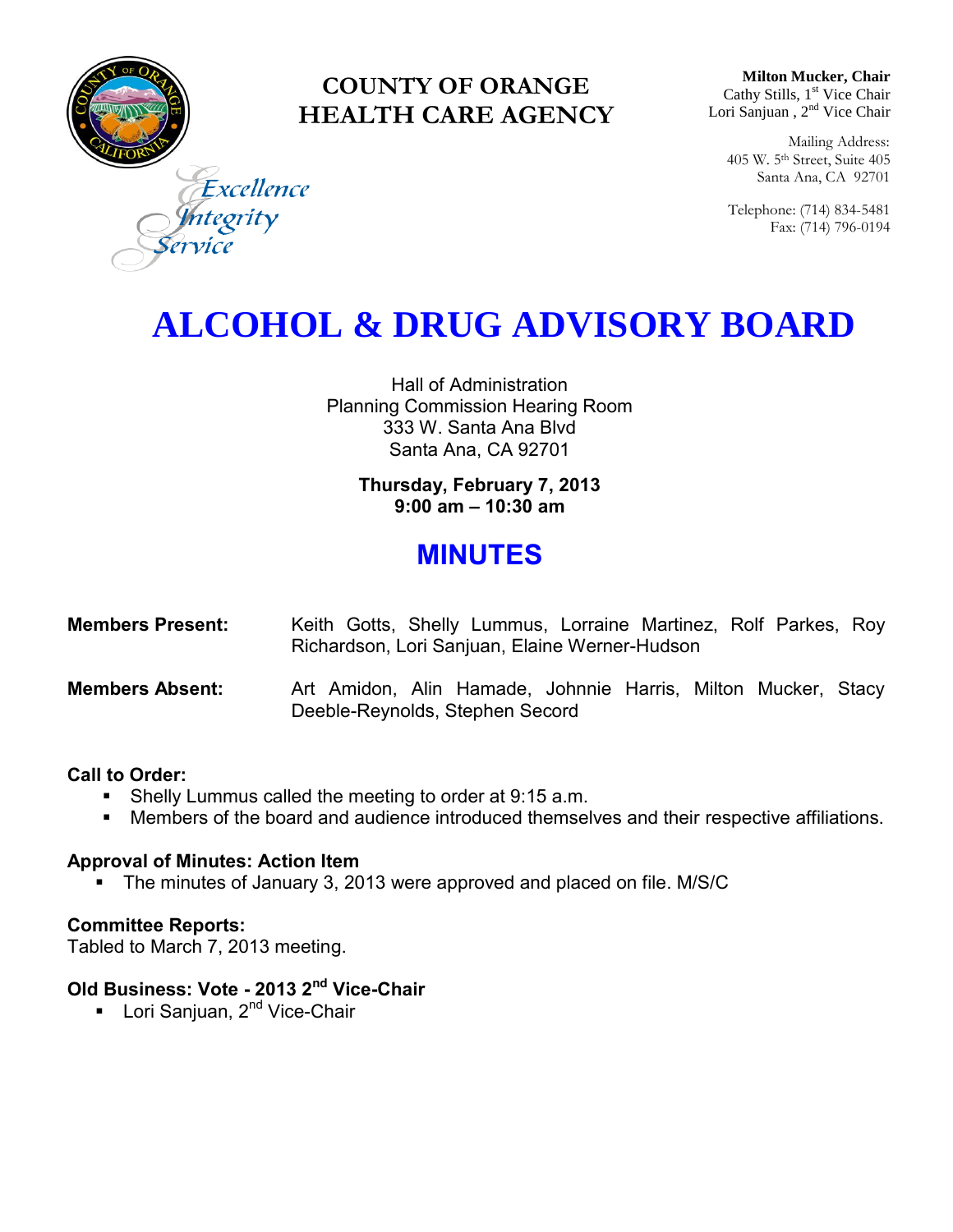# COUNTY OF ORANGE
# HEALTH CARE AGENCY

*Excellence*
*Integrity*
*Service*

**Milton Mucker, Chair**
Cathy Stills, 1st Vice Chair
Lori Sanjuan , 2nd Vice Chair

Mailing Address:
405 W. 5th Street, Suite 405
Santa Ana, CA 92701

Telephone: (714) 834-5481
Fax: (714) 796-0194

# ALCOHOL & DRUG ADVISORY BOARD

Hall of Administration
Planning Commission Hearing Room
333 W. Santa Ana Blvd
Santa Ana, CA 92701

**Thursday, February 7, 2013**
**9:00 am – 10:30 am**

## MINUTES

**Members Present:** Keith Gotts, Shelly Lummus, Lorraine Martinez, Rolf Parkes, Roy Richardson, Lori Sanjuan, Elaine Werner-Hudson

**Members Absent:** Art Amidon, Alin Hamade, Johnnie Harris, Milton Mucker, Stacy Deeble-Reynolds, Stephen Secord

**Call to Order:**
- Shelly Lummus called the meeting to order at 9:15 a.m.
- Members of the board and audience introduced themselves and their respective affiliations.

**Approval of Minutes: Action Item**
- The minutes of January 3, 2013 were approved and placed on file. M/S/C

**Committee Reports:**
Tabled to March 7, 2013 meeting.

**Old Business: Vote - 2013 2nd Vice-Chair**
- Lori Sanjuan, 2nd Vice-Chair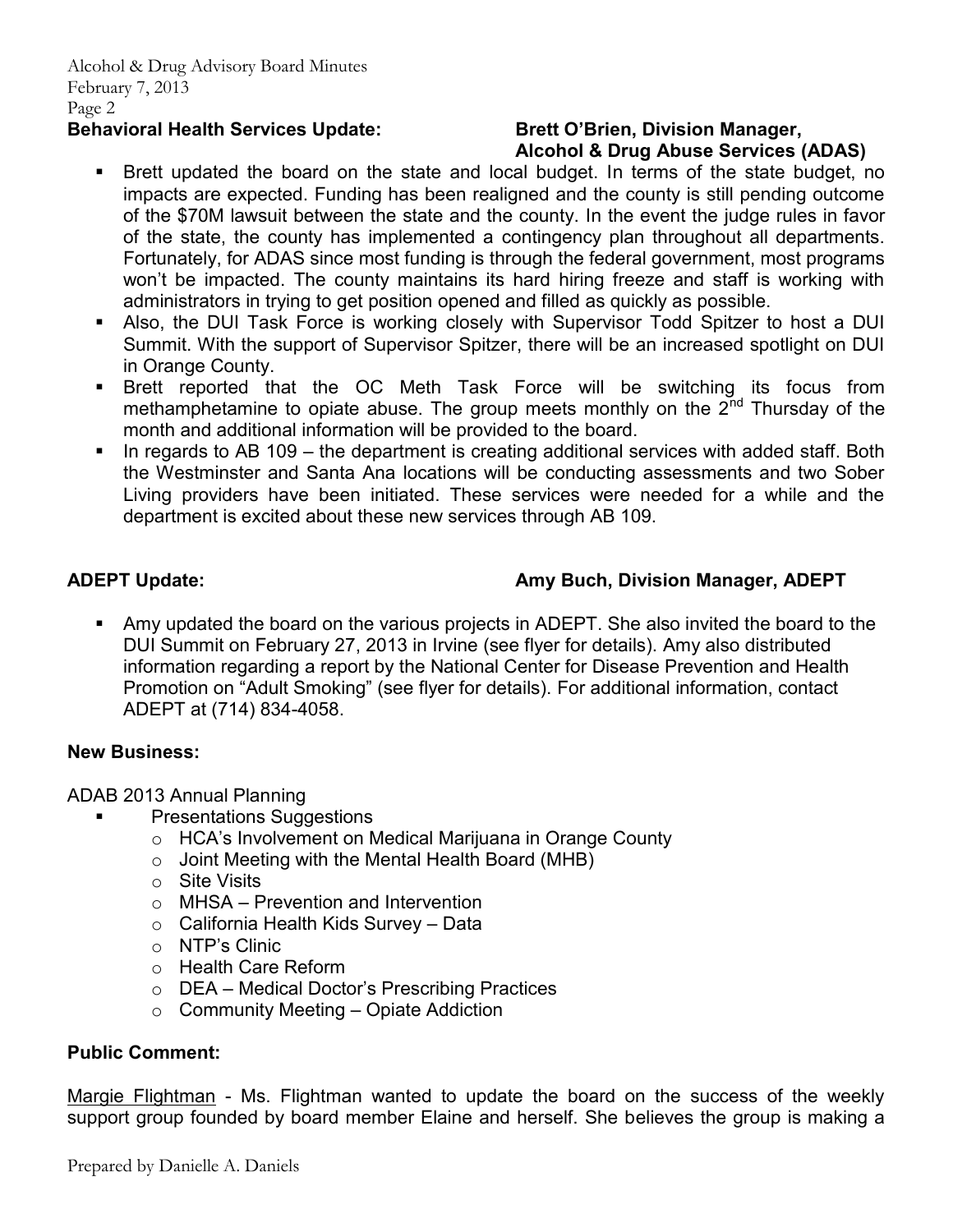**Behavioral Health Services Update:** **Brett O'Brien, Division Manager, Alcohol & Drug Abuse Services (ADAS)**

- Brett updated the board on the state and local budget. In terms of the state budget, no impacts are expected. Funding has been realigned and the county is still pending outcome of the $70M lawsuit between the state and the county. In the event the judge rules in favor of the state, the county has implemented a contingency plan throughout all departments. Fortunately, for ADAS since most funding is through the federal government, most programs won't be impacted. The county maintains its hard hiring freeze and staff is working with administrators in trying to get position opened and filled as quickly as possible.
- Also, the DUI Task Force is working closely with Supervisor Todd Spitzer to host a DUI Summit. With the support of Supervisor Spitzer, there will be an increased spotlight on DUI in Orange County.
- Brett reported that the OC Meth Task Force will be switching its focus from methamphetamine to opiate abuse. The group meets monthly on the 2nd Thursday of the month and additional information will be provided to the board.
- In regards to AB 109 – the department is creating additional services with added staff. Both the Westminster and Santa Ana locations will be conducting assessments and two Sober Living providers have been initiated. These services were needed for a while and the department is excited about these new services through AB 109.

**ADEPT Update:** **Amy Buch, Division Manager, ADEPT**

- Amy updated the board on the various projects in ADEPT. She also invited the board to the DUI Summit on February 27, 2013 in Irvine (see flyer for details). Amy also distributed information regarding a report by the National Center for Disease Prevention and Health Promotion on "Adult Smoking" (see flyer for details). For additional information, contact ADEPT at (714) 834-4058.

**New Business:**

ADAB 2013 Annual Planning

- Presentations Suggestions
  - HCA's Involvement on Medical Marijuana in Orange County
  - Joint Meeting with the Mental Health Board (MHB)
  - Site Visits
  - MHSA – Prevention and Intervention
  - California Health Kids Survey – Data
  - NTP's Clinic
  - Health Care Reform
  - DEA – Medical Doctor's Prescribing Practices
  - Community Meeting – Opiate Addiction

**Public Comment:**

Margie Flightman - Ms. Flightman wanted to update the board on the success of the weekly support group founded by board member Elaine and herself. She believes the group is making a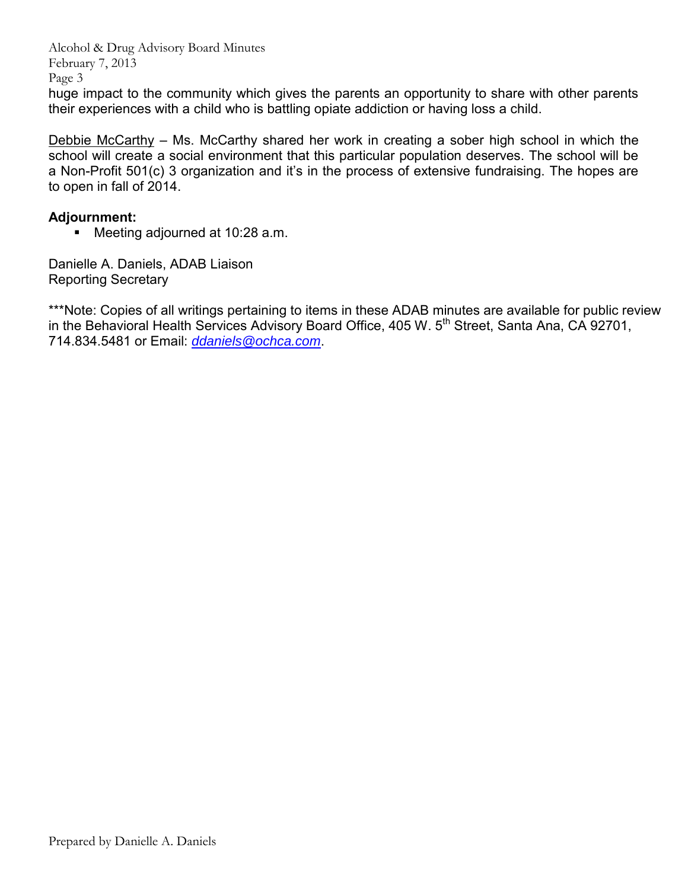huge impact to the community which gives the parents an opportunity to share with other parents their experiences with a child who is battling opiate addiction or having loss a child.

Debbie McCarthy – Ms. McCarthy shared her work in creating a sober high school in which the school will create a social environment that this particular population deserves. The school will be a Non-Profit 501(c) 3 organization and it's in the process of extensive fundraising. The hopes are to open in fall of 2014.

**Adjournment:**

- Meeting adjourned at 10:28 a.m.

Danielle A. Daniels, ADAB Liaison
Reporting Secretary

***Note: Copies of all writings pertaining to items in these ADAB minutes are available for public review in the Behavioral Health Services Advisory Board Office, 405 W. 5th Street, Santa Ana, CA 92701, 714.834.5481 or Email: *ddaniels@ochca.com*.

Prepared by Danielle A. Daniels